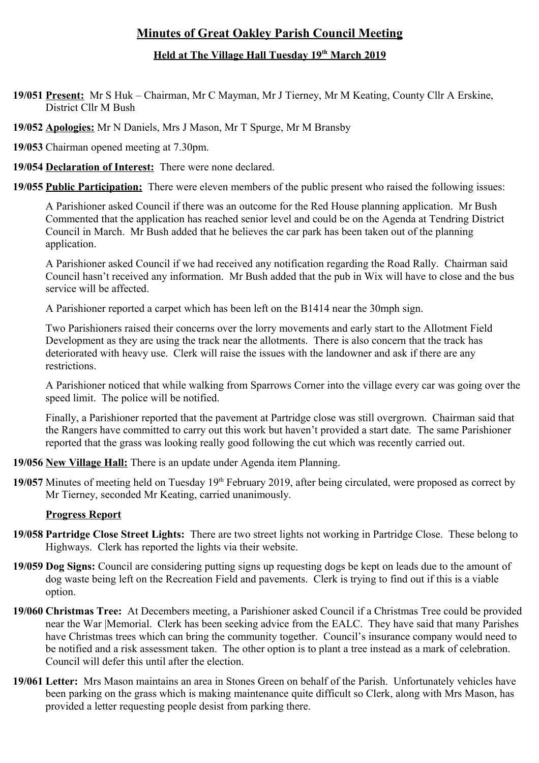# Minutes of Great Oakley Parish Council Meeting

## Held at The Village Hall Tuesday 19th March 2019

**19/051 Present:** Mr S Huk – Chairman, Mr C Mayman, Mr J Tierney, Mr M Keating, County Cllr A Erskine, District Cllr M Bush

**19/052 Apologies:** Mr N Daniels, Mrs J Mason, Mr T Spurge, Mr M Bransby

**19/053** Chairman opened meeting at 7.30pm.

**19/054 Declaration of Interest:** There were none declared.

**19/055 Public Participation:** There were eleven members of the public present who raised the following issues:

A Parishioner asked Council if there was an outcome for the Red House planning application. Mr Bush Commented that the application has reached senior level and could be on the Agenda at Tendring District Council in March. Mr Bush added that he believes the car park has been taken out of the planning application.

A Parishioner asked Council if we had received any notification regarding the Road Rally. Chairman said Council hasn't received any information. Mr Bush added that the pub in Wix will have to close and the bus service will be affected.

A Parishioner reported a carpet which has been left on the B1414 near the 30mph sign.

Two Parishioners raised their concerns over the lorry movements and early start to the Allotment Field Development as they are using the track near the allotments. There is also concern that the track has deteriorated with heavy use. Clerk will raise the issues with the landowner and ask if there are any restrictions.

A Parishioner noticed that while walking from Sparrows Corner into the village every car was going over the speed limit. The police will be notified.

Finally, a Parishioner reported that the pavement at Partridge close was still overgrown. Chairman said that the Rangers have committed to carry out this work but haven't provided a start date. The same Parishioner reported that the grass was looking really good following the cut which was recently carried out.

**19/056 New Village Hall:** There is an update under Agenda item Planning.

**19/057** Minutes of meeting held on Tuesday 19th February 2019, after being circulated, were proposed as correct by Mr Tierney, seconded Mr Keating, carried unanimously.

**Progress Report**

**19/058 Partridge Close Street Lights:** There are two street lights not working in Partridge Close. These belong to Highways. Clerk has reported the lights via their website.

**19/059 Dog Signs:** Council are considering putting signs up requesting dogs be kept on leads due to the amount of dog waste being left on the Recreation Field and pavements. Clerk is trying to find out if this is a viable option.

**19/060 Christmas Tree:** At Decembers meeting, a Parishioner asked Council if a Christmas Tree could be provided near the War |Memorial. Clerk has been seeking advice from the EALC. They have said that many Parishes have Christmas trees which can bring the community together. Council's insurance company would need to be notified and a risk assessment taken. The other option is to plant a tree instead as a mark of celebration. Council will defer this until after the election.

**19/061 Letter:** Mrs Mason maintains an area in Stones Green on behalf of the Parish. Unfortunately vehicles have been parking on the grass which is making maintenance quite difficult so Clerk, along with Mrs Mason, has provided a letter requesting people desist from parking there.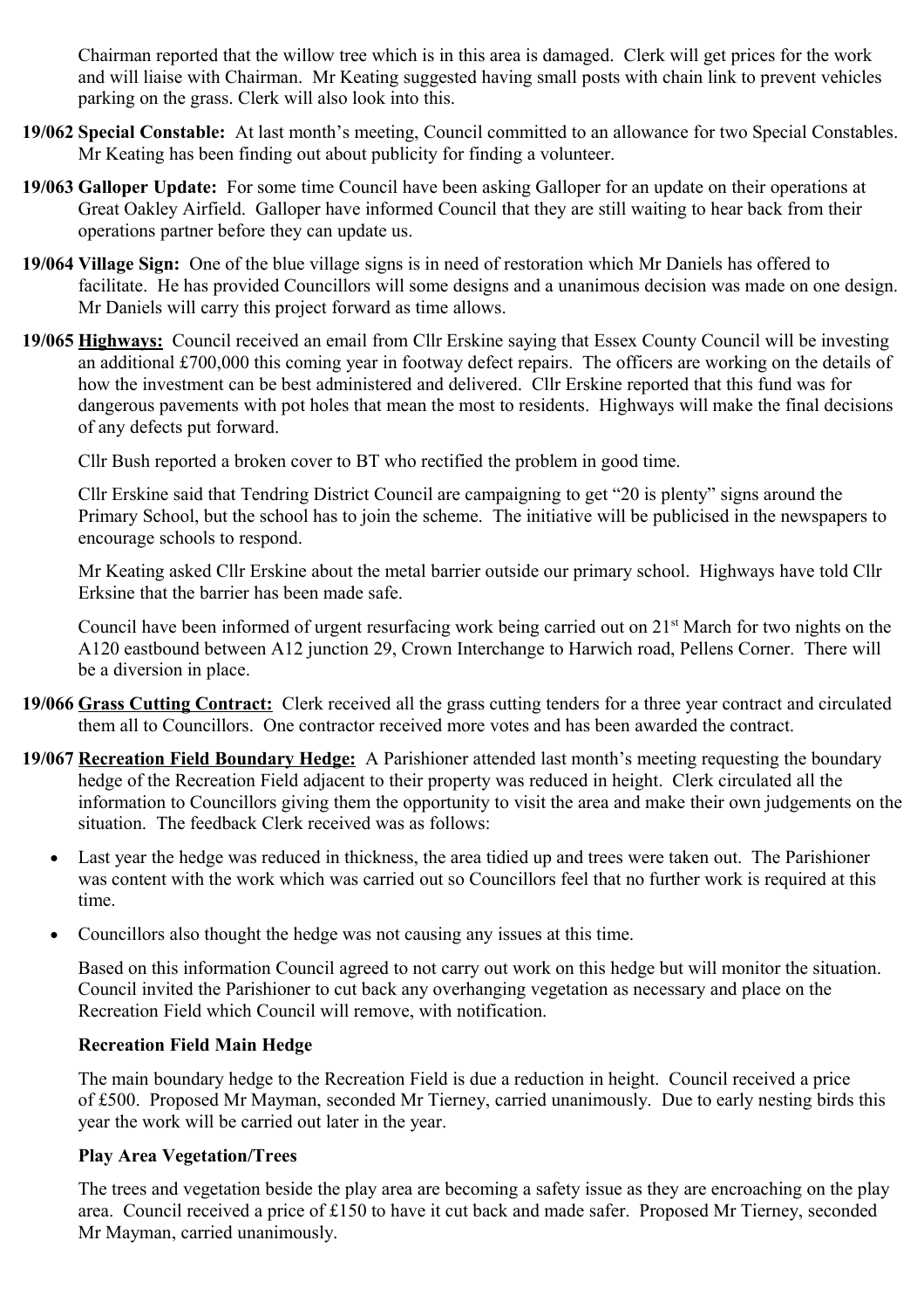Chairman reported that the willow tree which is in this area is damaged. Clerk will get prices for the work and will liaise with Chairman. Mr Keating suggested having small posts with chain link to prevent vehicles parking on the grass. Clerk will also look into this.

**19/062 Special Constable:** At last month's meeting, Council committed to an allowance for two Special Constables. Mr Keating has been finding out about publicity for finding a volunteer.

**19/063 Galloper Update:** For some time Council have been asking Galloper for an update on their operations at Great Oakley Airfield. Galloper have informed Council that they are still waiting to hear back from their operations partner before they can update us.

**19/064 Village Sign:** One of the blue village signs is in need of restoration which Mr Daniels has offered to facilitate. He has provided Councillors will some designs and a unanimous decision was made on one design. Mr Daniels will carry this project forward as time allows.

**19/065 Highways:** Council received an email from Cllr Erskine saying that Essex County Council will be investing an additional £700,000 this coming year in footway defect repairs. The officers are working on the details of how the investment can be best administered and delivered. Cllr Erskine reported that this fund was for dangerous pavements with pot holes that mean the most to residents. Highways will make the final decisions of any defects put forward.

Cllr Bush reported a broken cover to BT who rectified the problem in good time.

Cllr Erskine said that Tendring District Council are campaigning to get "20 is plenty" signs around the Primary School, but the school has to join the scheme. The initiative will be publicised in the newspapers to encourage schools to respond.

Mr Keating asked Cllr Erskine about the metal barrier outside our primary school. Highways have told Cllr Erksine that the barrier has been made safe.

Council have been informed of urgent resurfacing work being carried out on 21st March for two nights on the A120 eastbound between A12 junction 29, Crown Interchange to Harwich road, Pellens Corner. There will be a diversion in place.

**19/066 Grass Cutting Contract:** Clerk received all the grass cutting tenders for a three year contract and circulated them all to Councillors. One contractor received more votes and has been awarded the contract.

**19/067 Recreation Field Boundary Hedge:** A Parishioner attended last month's meeting requesting the boundary hedge of the Recreation Field adjacent to their property was reduced in height. Clerk circulated all the information to Councillors giving them the opportunity to visit the area and make their own judgements on the situation. The feedback Clerk received was as follows:

- Last year the hedge was reduced in thickness, the area tidied up and trees were taken out. The Parishioner was content with the work which was carried out so Councillors feel that no further work is required at this time.
- Councillors also thought the hedge was not causing any issues at this time.

Based on this information Council agreed to not carry out work on this hedge but will monitor the situation. Council invited the Parishioner to cut back any overhanging vegetation as necessary and place on the Recreation Field which Council will remove, with notification.

**Recreation Field Main Hedge**

The main boundary hedge to the Recreation Field is due a reduction in height. Council received a price of £500. Proposed Mr Mayman, seconded Mr Tierney, carried unanimously. Due to early nesting birds this year the work will be carried out later in the year.

**Play Area Vegetation/Trees**

The trees and vegetation beside the play area are becoming a safety issue as they are encroaching on the play area. Council received a price of £150 to have it cut back and made safer. Proposed Mr Tierney, seconded Mr Mayman, carried unanimously.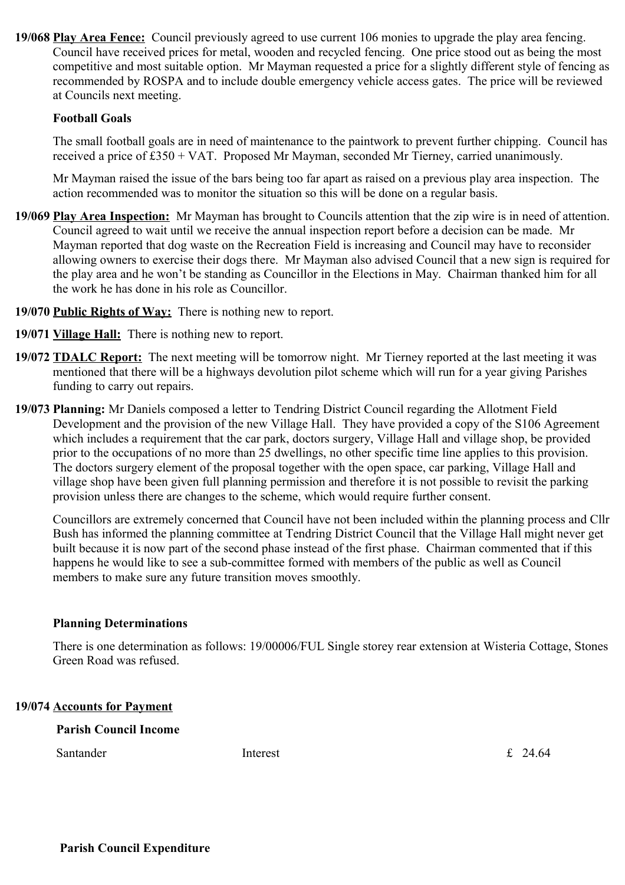**19/068 Play Area Fence:** Council previously agreed to use current 106 monies to upgrade the play area fencing. Council have received prices for metal, wooden and recycled fencing. One price stood out as being the most competitive and most suitable option. Mr Mayman requested a price for a slightly different style of fencing as recommended by ROSPA and to include double emergency vehicle access gates. The price will be reviewed at Councils next meeting.

**Football Goals**

The small football goals are in need of maintenance to the paintwork to prevent further chipping. Council has received a price of £350 + VAT. Proposed Mr Mayman, seconded Mr Tierney, carried unanimously.

Mr Mayman raised the issue of the bars being too far apart as raised on a previous play area inspection. The action recommended was to monitor the situation so this will be done on a regular basis.

**19/069 Play Area Inspection:** Mr Mayman has brought to Councils attention that the zip wire is in need of attention. Council agreed to wait until we receive the annual inspection report before a decision can be made. Mr Mayman reported that dog waste on the Recreation Field is increasing and Council may have to reconsider allowing owners to exercise their dogs there. Mr Mayman also advised Council that a new sign is required for the play area and he won't be standing as Councillor in the Elections in May. Chairman thanked him for all the work he has done in his role as Councillor.

**19/070 Public Rights of Way:** There is nothing new to report.

**19/071 Village Hall:** There is nothing new to report.

**19/072 TDALC Report:** The next meeting will be tomorrow night. Mr Tierney reported at the last meeting it was mentioned that there will be a highways devolution pilot scheme which will run for a year giving Parishes funding to carry out repairs.

**19/073 Planning:** Mr Daniels composed a letter to Tendring District Council regarding the Allotment Field Development and the provision of the new Village Hall. They have provided a copy of the S106 Agreement which includes a requirement that the car park, doctors surgery, Village Hall and village shop, be provided prior to the occupations of no more than 25 dwellings, no other specific time line applies to this provision. The doctors surgery element of the proposal together with the open space, car parking, Village Hall and village shop have been given full planning permission and therefore it is not possible to revisit the parking provision unless there are changes to the scheme, which would require further consent.

Councillors are extremely concerned that Council have not been included within the planning process and Cllr Bush has informed the planning committee at Tendring District Council that the Village Hall might never get built because it is now part of the second phase instead of the first phase. Chairman commented that if this happens he would like to see a sub-committee formed with members of the public as well as Council members to make sure any future transition moves smoothly.

**Planning Determinations**

There is one determination as follows: 19/00006/FUL Single storey rear extension at Wisteria Cottage, Stones Green Road was refused.

**19/074 Accounts for Payment**

**Parish Council Income**

| | | |
|---|---|---|
| Santander | Interest | £ 24.64 |

**Parish Council Expenditure**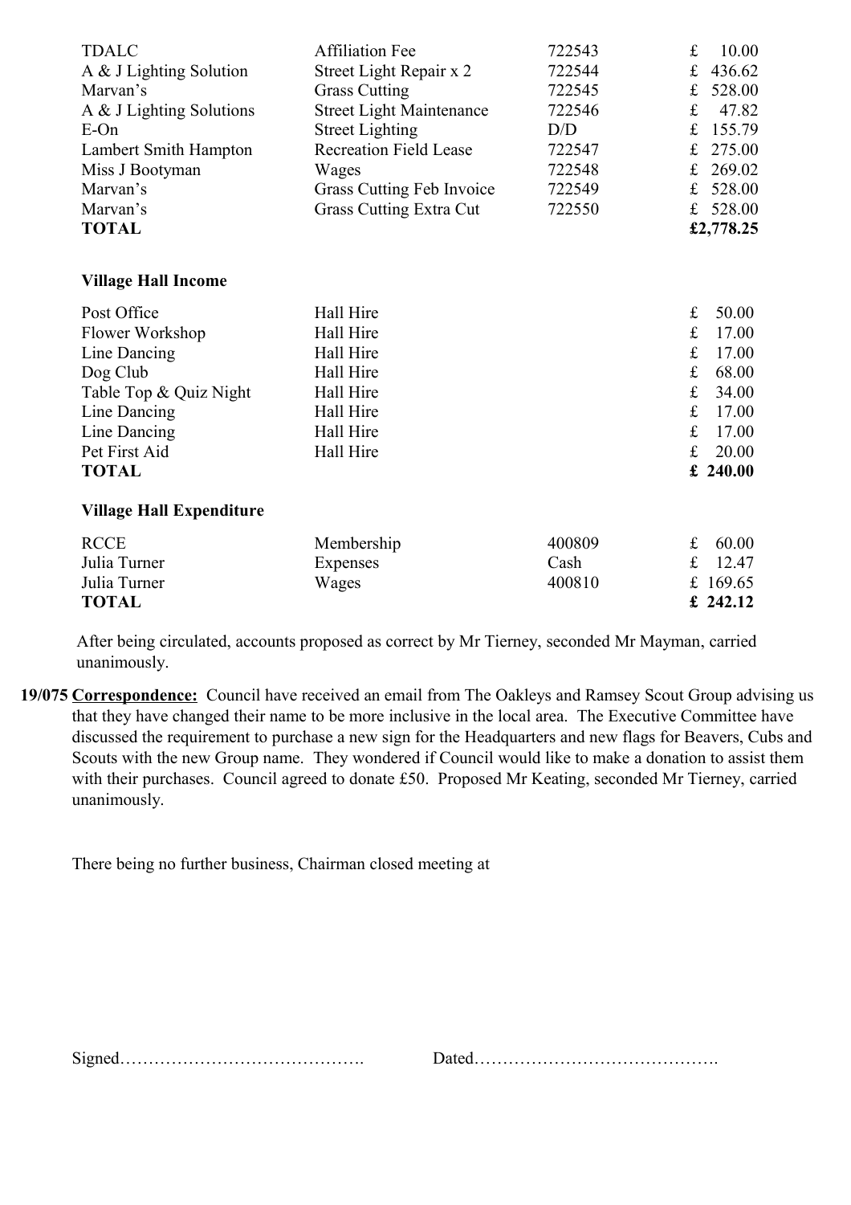| | | | |
|---|---|---|---|
| TDALC | Affiliation Fee | 722543 | £ 10.00 |
| A & J Lighting Solution | Street Light Repair x 2 | 722544 | £ 436.62 |
| Marvan's | Grass Cutting | 722545 | £ 528.00 |
| A & J Lighting Solutions | Street Light Maintenance | 722546 | £ 47.82 |
| E-On | Street Lighting | D/D | £ 155.79 |
| Lambert Smith Hampton | Recreation Field Lease | 722547 | £ 275.00 |
| Miss J Bootyman | Wages | 722548 | £ 269.02 |
| Marvan's | Grass Cutting Feb Invoice | 722549 | £ 528.00 |
| Marvan's | Grass Cutting Extra Cut | 722550 | £ 528.00 |
| **TOTAL** | | | **£2,778.25** |

**Village Hall Income**

| | | |
|---|---|---|
| Post Office | Hall Hire | £ 50.00 |
| Flower Workshop | Hall Hire | £ 17.00 |
| Line Dancing | Hall Hire | £ 17.00 |
| Dog Club | Hall Hire | £ 68.00 |
| Table Top & Quiz Night | Hall Hire | £ 34.00 |
| Line Dancing | Hall Hire | £ 17.00 |
| Line Dancing | Hall Hire | £ 17.00 |
| Pet First Aid | Hall Hire | £ 20.00 |
| **TOTAL** | | **£ 240.00** |

**Village Hall Expenditure**

| | | | |
|---|---|---|---|
| RCCE | Membership | 400809 | £ 60.00 |
| Julia Turner | Expenses | Cash | £ 12.47 |
| Julia Turner | Wages | 400810 | £ 169.65 |
| **TOTAL** | | | **£ 242.12** |

After being circulated, accounts proposed as correct by Mr Tierney, seconded Mr Mayman, carried unanimously.

**19/075** **Correspondence:** Council have received an email from The Oakleys and Ramsey Scout Group advising us that they have changed their name to be more inclusive in the local area. The Executive Committee have discussed the requirement to purchase a new sign for the Headquarters and new flags for Beavers, Cubs and Scouts with the new Group name. They wondered if Council would like to make a donation to assist them with their purchases. Council agreed to donate £50. Proposed Mr Keating, seconded Mr Tierney, carried unanimously.

There being no further business, Chairman closed meeting at

Signed……………………………………. Dated…………………………………….